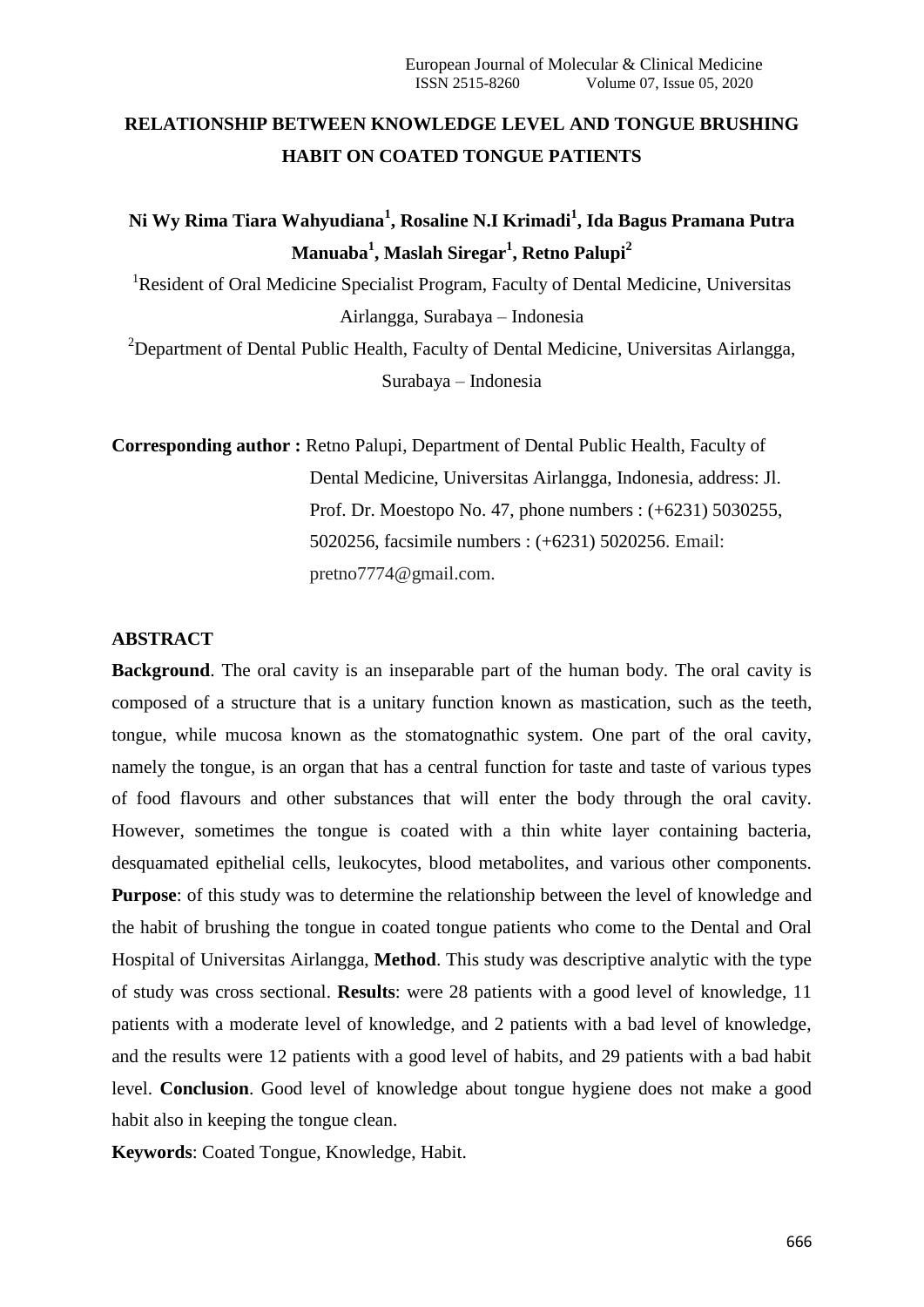# RELATIONSHIP BETWEEN KNOWLEDGE LEVEL AND TONGUE BRUSHING HABIT ON COATED TONGUE PATIENTS

**Ni Wy Rima Tiara Wahyudiana[1], Rosaline N.I Krimadi[1], Ida Bagus Pramana Putra Manuaba[1], Maslah Siregar[1], Retno Palupi[2]**

[1]Resident of Oral Medicine Specialist Program, Faculty of Dental Medicine, Universitas Airlangga, Surabaya – Indonesia

[2]Department of Dental Public Health, Faculty of Dental Medicine, Universitas Airlangga, Surabaya – Indonesia

**Corresponding author :** Retno Palupi, Department of Dental Public Health, Faculty of Dental Medicine, Universitas Airlangga, Indonesia, address: Jl. Prof. Dr. Moestopo No. 47, phone numbers : (+6231) 5030255, 5020256, facsimile numbers : (+6231) 5020256. Email: pretno7774@gmail.com.

## ABSTRACT

**Background**. The oral cavity is an inseparable part of the human body. The oral cavity is composed of a structure that is a unitary function known as mastication, such as the teeth, tongue, while mucosa known as the stomatognathic system. One part of the oral cavity, namely the tongue, is an organ that has a central function for taste and taste of various types of food flavours and other substances that will enter the body through the oral cavity. However, sometimes the tongue is coated with a thin white layer containing bacteria, desquamated epithelial cells, leukocytes, blood metabolites, and various other components. **Purpose**: of this study was to determine the relationship between the level of knowledge and the habit of brushing the tongue in coated tongue patients who come to the Dental and Oral Hospital of Universitas Airlangga, **Method**. This study was descriptive analytic with the type of study was cross sectional. **Results**: were 28 patients with a good level of knowledge, 11 patients with a moderate level of knowledge, and 2 patients with a bad level of knowledge, and the results were 12 patients with a good level of habits, and 29 patients with a bad habit level. **Conclusion**. Good level of knowledge about tongue hygiene does not make a good habit also in keeping the tongue clean.

**Keywords**: Coated Tongue, Knowledge, Habit.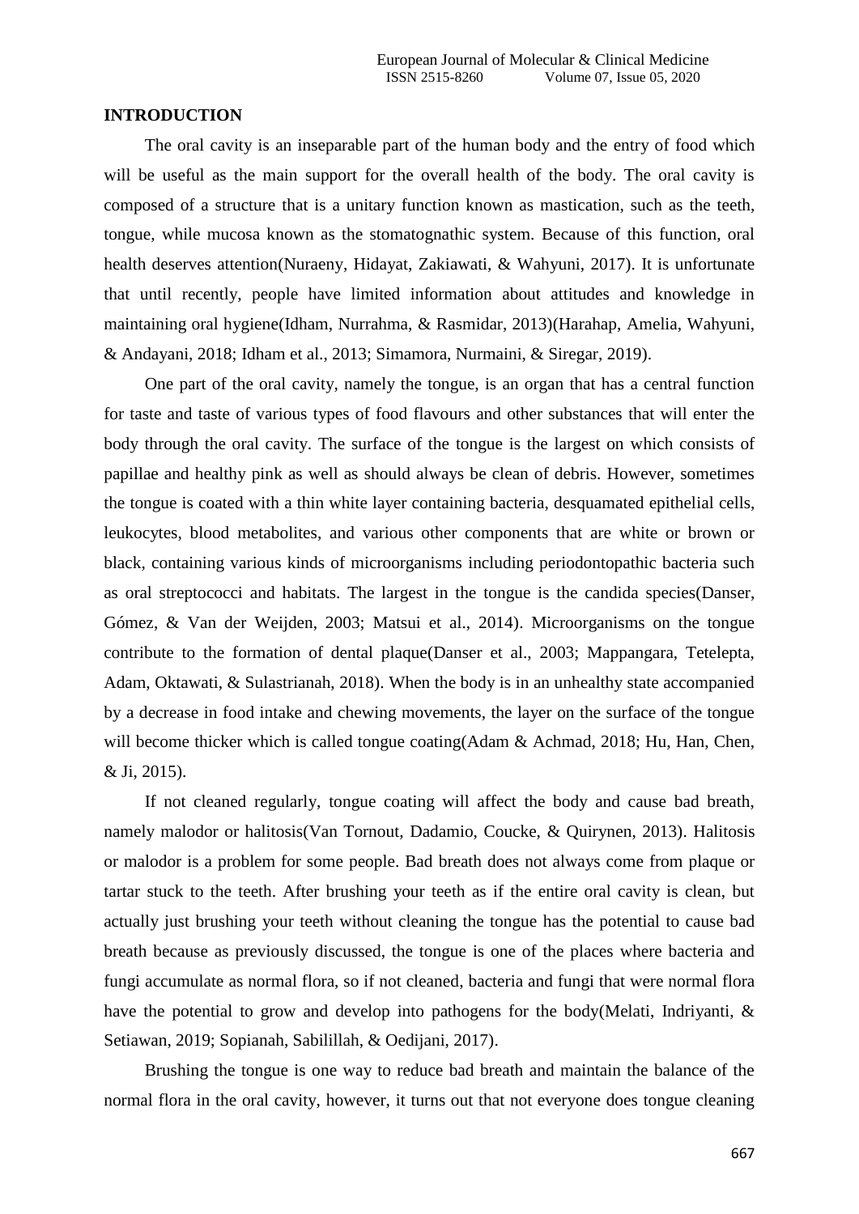## INTRODUCTION

The oral cavity is an inseparable part of the human body and the entry of food which will be useful as the main support for the overall health of the body. The oral cavity is composed of a structure that is a unitary function known as mastication, such as the teeth, tongue, while mucosa known as the stomatognathic system. Because of this function, oral health deserves attention(Nuraeny, Hidayat, Zakiawati, & Wahyuni, 2017). It is unfortunate that until recently, people have limited information about attitudes and knowledge in maintaining oral hygiene(Idham, Nurrahma, & Rasmidar, 2013)(Harahap, Amelia, Wahyuni, & Andayani, 2018; Idham et al., 2013; Simamora, Nurmaini, & Siregar, 2019).

One part of the oral cavity, namely the tongue, is an organ that has a central function for taste and taste of various types of food flavours and other substances that will enter the body through the oral cavity. The surface of the tongue is the largest on which consists of papillae and healthy pink as well as should always be clean of debris. However, sometimes the tongue is coated with a thin white layer containing bacteria, desquamated epithelial cells, leukocytes, blood metabolites, and various other components that are white or brown or black, containing various kinds of microorganisms including periodontopathic bacteria such as oral streptococci and habitats. The largest in the tongue is the candida species(Danser, Gómez, & Van der Weijden, 2003; Matsui et al., 2014). Microorganisms on the tongue contribute to the formation of dental plaque(Danser et al., 2003; Mappangara, Tetelepta, Adam, Oktawati, & Sulastrianah, 2018). When the body is in an unhealthy state accompanied by a decrease in food intake and chewing movements, the layer on the surface of the tongue will become thicker which is called tongue coating(Adam & Achmad, 2018; Hu, Han, Chen, & Ji, 2015).

If not cleaned regularly, tongue coating will affect the body and cause bad breath, namely malodor or halitosis(Van Tornout, Dadamio, Coucke, & Quirynen, 2013). Halitosis or malodor is a problem for some people. Bad breath does not always come from plaque or tartar stuck to the teeth. After brushing your teeth as if the entire oral cavity is clean, but actually just brushing your teeth without cleaning the tongue has the potential to cause bad breath because as previously discussed, the tongue is one of the places where bacteria and fungi accumulate as normal flora, so if not cleaned, bacteria and fungi that were normal flora have the potential to grow and develop into pathogens for the body(Melati, Indriyanti, & Setiawan, 2019; Sopianah, Sabilillah, & Oedijani, 2017).

Brushing the tongue is one way to reduce bad breath and maintain the balance of the normal flora in the oral cavity, however, it turns out that not everyone does tongue cleaning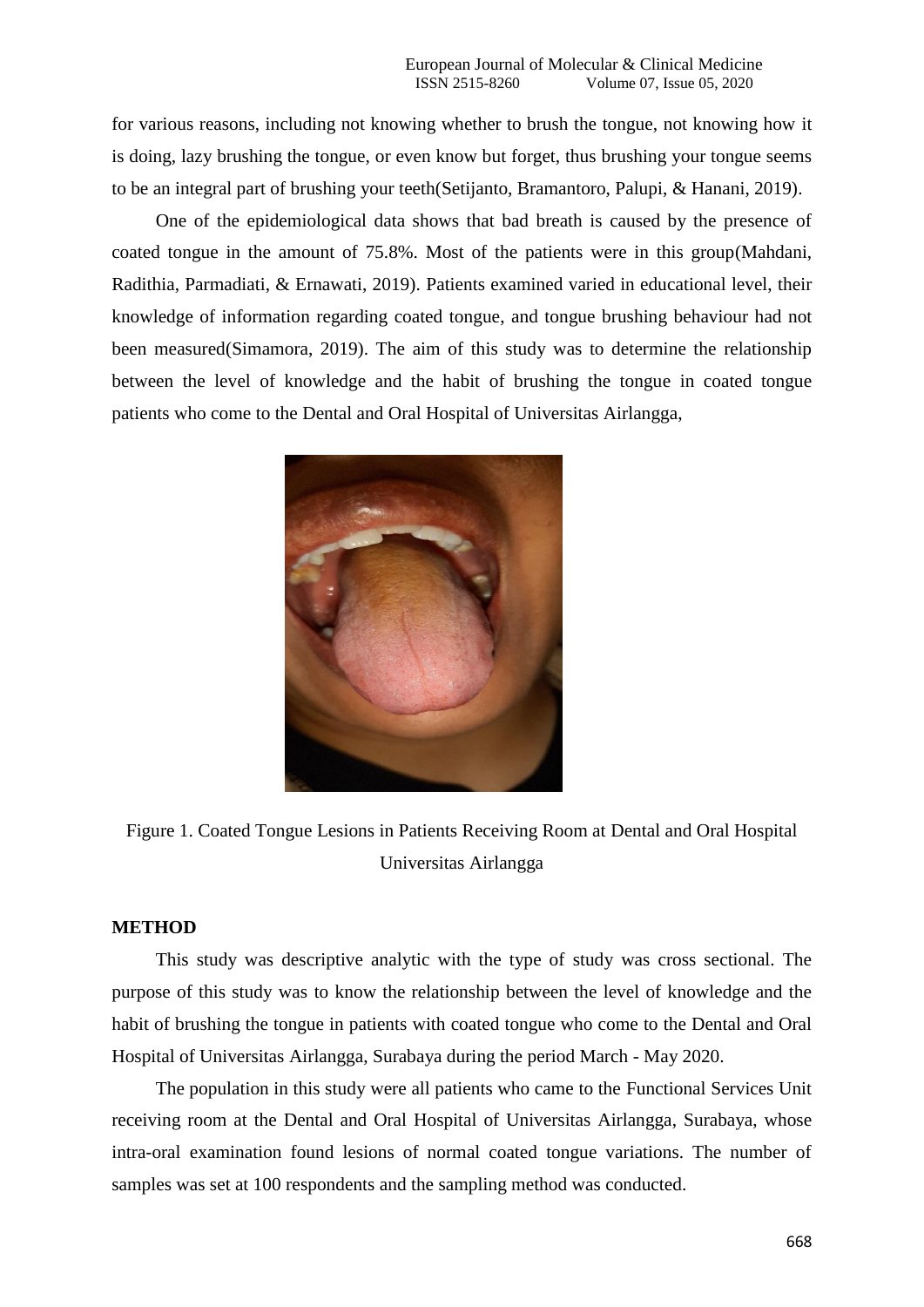for various reasons, including not knowing whether to brush the tongue, not knowing how it is doing, lazy brushing the tongue, or even know but forget, thus brushing your tongue seems to be an integral part of brushing your teeth(Setijanto, Bramantoro, Palupi, & Hanani, 2019).

One of the epidemiological data shows that bad breath is caused by the presence of coated tongue in the amount of 75.8%. Most of the patients were in this group(Mahdani, Radithia, Parmadiati, & Ernawati, 2019). Patients examined varied in educational level, their knowledge of information regarding coated tongue, and tongue brushing behaviour had not been measured(Simamora, 2019). The aim of this study was to determine the relationship between the level of knowledge and the habit of brushing the tongue in coated tongue patients who come to the Dental and Oral Hospital of Universitas Airlangga,

Figure 1. Coated Tongue Lesions in Patients Receiving Room at Dental and Oral Hospital Universitas Airlangga

## METHOD

This study was descriptive analytic with the type of study was cross sectional. The purpose of this study was to know the relationship between the level of knowledge and the habit of brushing the tongue in patients with coated tongue who come to the Dental and Oral Hospital of Universitas Airlangga, Surabaya during the period March - May 2020.

The population in this study were all patients who came to the Functional Services Unit receiving room at the Dental and Oral Hospital of Universitas Airlangga, Surabaya, whose intra-oral examination found lesions of normal coated tongue variations. The number of samples was set at 100 respondents and the sampling method was conducted.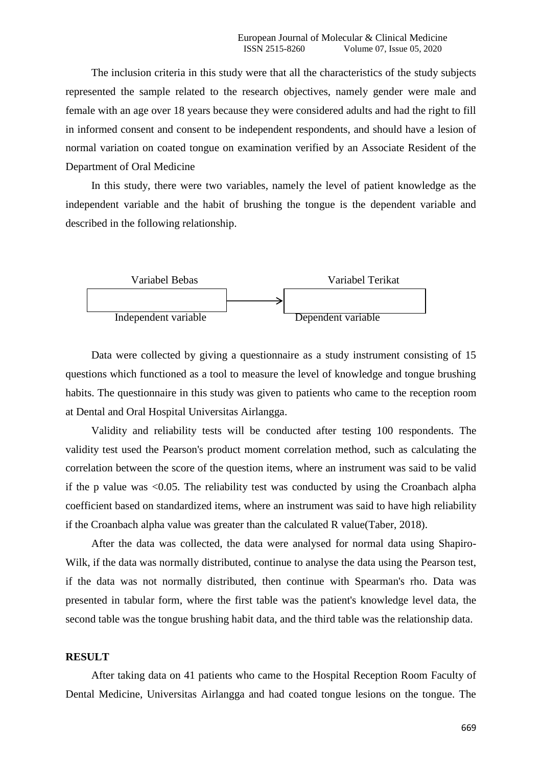The inclusion criteria in this study were that all the characteristics of the study subjects represented the sample related to the research objectives, namely gender were male and female with an age over 18 years because they were considered adults and had the right to fill in informed consent and consent to be independent respondents, and should have a lesion of normal variation on coated tongue on examination verified by an Associate Resident of the Department of Oral Medicine

In this study, there were two variables, namely the level of patient knowledge as the independent variable and the habit of brushing the tongue is the dependent variable and described in the following relationship.

Variabel Bebas → Variabel Terikat

Independent variable → Dependent variable

Data were collected by giving a questionnaire as a study instrument consisting of 15 questions which functioned as a tool to measure the level of knowledge and tongue brushing habits. The questionnaire in this study was given to patients who came to the reception room at Dental and Oral Hospital Universitas Airlangga.

Validity and reliability tests will be conducted after testing 100 respondents. The validity test used the Pearson's product moment correlation method, such as calculating the correlation between the score of the question items, where an instrument was said to be valid if the p value was <0.05. The reliability test was conducted by using the Croanbach alpha coefficient based on standardized items, where an instrument was said to have high reliability if the Croanbach alpha value was greater than the calculated R value(Taber, 2018).

After the data was collected, the data were analysed for normal data using Shapiro-Wilk, if the data was normally distributed, continue to analyse the data using the Pearson test, if the data was not normally distributed, then continue with Spearman's rho. Data was presented in tabular form, where the first table was the patient's knowledge level data, the second table was the tongue brushing habit data, and the third table was the relationship data.

**RESULT**

After taking data on 41 patients who came to the Hospital Reception Room Faculty of Dental Medicine, Universitas Airlangga and had coated tongue lesions on the tongue. The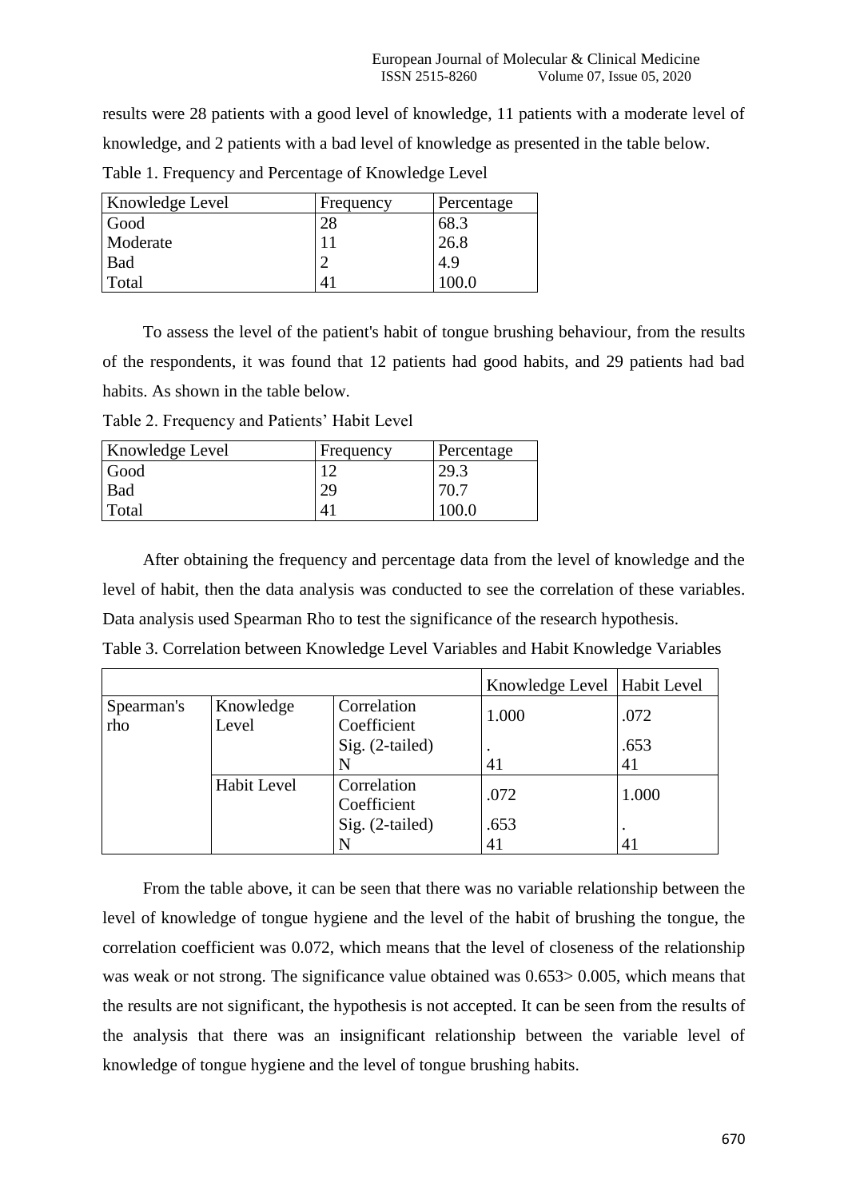results were 28 patients with a good level of knowledge, 11 patients with a moderate level of knowledge, and 2 patients with a bad level of knowledge as presented in the table below.

Table 1. Frequency and Percentage of Knowledge Level

| Knowledge Level | Frequency | Percentage |
|---|---|---|
| Good | 28 | 68.3 |
| Moderate | 11 | 26.8 |
| Bad | 2 | 4.9 |
| Total | 41 | 100.0 |

To assess the level of the patient's habit of tongue brushing behaviour, from the results of the respondents, it was found that 12 patients had good habits, and 29 patients had bad habits. As shown in the table below.

Table 2. Frequency and Patients' Habit Level

| Knowledge Level | Frequency | Percentage |
|---|---|---|
| Good | 12 | 29.3 |
| Bad | 29 | 70.7 |
| Total | 41 | 100.0 |

After obtaining the frequency and percentage data from the level of knowledge and the level of habit, then the data analysis was conducted to see the correlation of these variables. Data analysis used Spearman Rho to test the significance of the research hypothesis.

Table 3. Correlation between Knowledge Level Variables and Habit Knowledge Variables

| | | | Knowledge Level | Habit Level |
|---|---|---|---|---|
| Spearman's rho | Knowledge Level | Correlation Coefficient | 1.000 | .072 |
| | | Sig. (2-tailed) | . | .653 |
| | | N | 41 | 41 |
| | Habit Level | Correlation Coefficient | .072 | 1.000 |
| | | Sig. (2-tailed) | .653 | . |
| | | N | 41 | 41 |

From the table above, it can be seen that there was no variable relationship between the level of knowledge of tongue hygiene and the level of the habit of brushing the tongue, the correlation coefficient was 0.072, which means that the level of closeness of the relationship was weak or not strong. The significance value obtained was 0.653> 0.005, which means that the results are not significant, the hypothesis is not accepted. It can be seen from the results of the analysis that there was an insignificant relationship between the variable level of knowledge of tongue hygiene and the level of tongue brushing habits.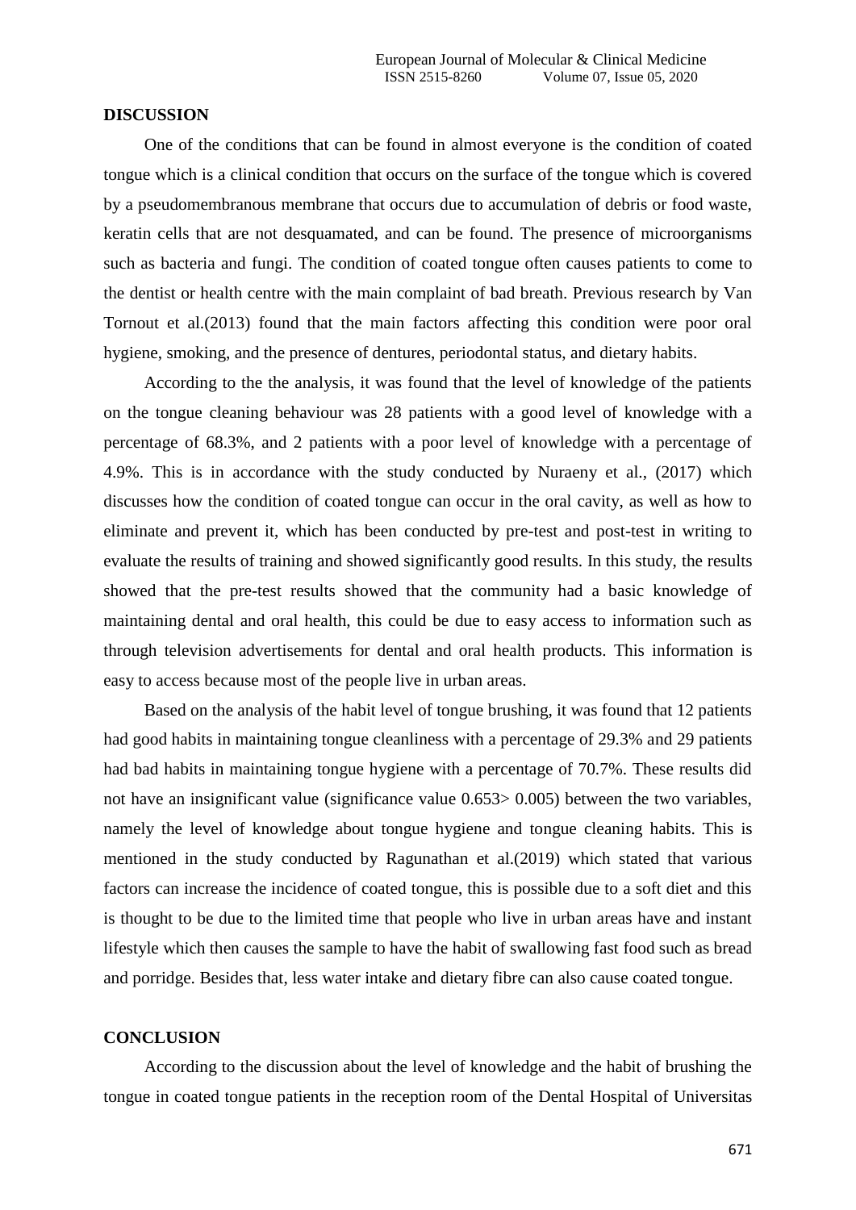## DISCUSSION

One of the conditions that can be found in almost everyone is the condition of coated tongue which is a clinical condition that occurs on the surface of the tongue which is covered by a pseudomembranous membrane that occurs due to accumulation of debris or food waste, keratin cells that are not desquamated, and can be found. The presence of microorganisms such as bacteria and fungi. The condition of coated tongue often causes patients to come to the dentist or health centre with the main complaint of bad breath. Previous research by Van Tornout et al.(2013) found that the main factors affecting this condition were poor oral hygiene, smoking, and the presence of dentures, periodontal status, and dietary habits.

According to the the analysis, it was found that the level of knowledge of the patients on the tongue cleaning behaviour was 28 patients with a good level of knowledge with a percentage of 68.3%, and 2 patients with a poor level of knowledge with a percentage of 4.9%. This is in accordance with the study conducted by Nuraeny et al., (2017) which discusses how the condition of coated tongue can occur in the oral cavity, as well as how to eliminate and prevent it, which has been conducted by pre-test and post-test in writing to evaluate the results of training and showed significantly good results. In this study, the results showed that the pre-test results showed that the community had a basic knowledge of maintaining dental and oral health, this could be due to easy access to information such as through television advertisements for dental and oral health products. This information is easy to access because most of the people live in urban areas.

Based on the analysis of the habit level of tongue brushing, it was found that 12 patients had good habits in maintaining tongue cleanliness with a percentage of 29.3% and 29 patients had bad habits in maintaining tongue hygiene with a percentage of 70.7%. These results did not have an insignificant value (significance value 0.653> 0.005) between the two variables, namely the level of knowledge about tongue hygiene and tongue cleaning habits. This is mentioned in the study conducted by Ragunathan et al.(2019) which stated that various factors can increase the incidence of coated tongue, this is possible due to a soft diet and this is thought to be due to the limited time that people who live in urban areas have and instant lifestyle which then causes the sample to have the habit of swallowing fast food such as bread and porridge. Besides that, less water intake and dietary fibre can also cause coated tongue.

## CONCLUSION

According to the discussion about the level of knowledge and the habit of brushing the tongue in coated tongue patients in the reception room of the Dental Hospital of Universitas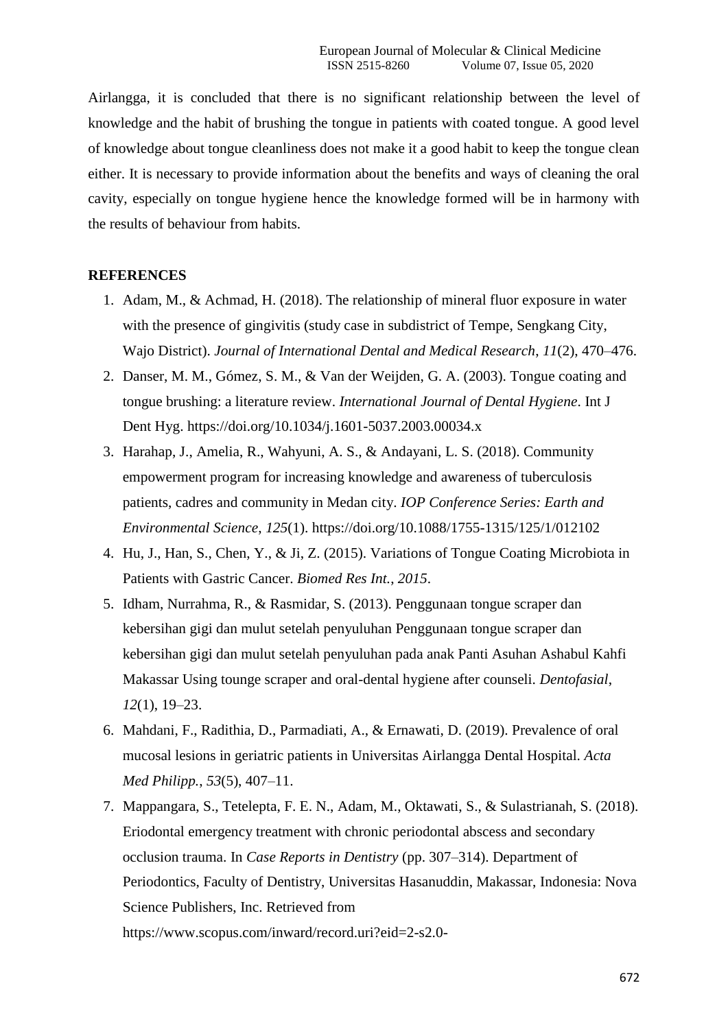Airlangga, it is concluded that there is no significant relationship between the level of knowledge and the habit of brushing the tongue in patients with coated tongue. A good level of knowledge about tongue cleanliness does not make it a good habit to keep the tongue clean either. It is necessary to provide information about the benefits and ways of cleaning the oral cavity, especially on tongue hygiene hence the knowledge formed will be in harmony with the results of behaviour from habits.

## REFERENCES

1. Adam, M., & Achmad, H. (2018). The relationship of mineral fluor exposure in water with the presence of gingivitis (study case in subdistrict of Tempe, Sengkang City, Wajo District). *Journal of International Dental and Medical Research*, *11*(2), 470–476.
2. Danser, M. M., Gómez, S. M., & Van der Weijden, G. A. (2003). Tongue coating and tongue brushing: a literature review. *International Journal of Dental Hygiene*. Int J Dent Hyg. https://doi.org/10.1034/j.1601-5037.2003.00034.x
3. Harahap, J., Amelia, R., Wahyuni, A. S., & Andayani, L. S. (2018). Community empowerment program for increasing knowledge and awareness of tuberculosis patients, cadres and community in Medan city. *IOP Conference Series: Earth and Environmental Science*, *125*(1). https://doi.org/10.1088/1755-1315/125/1/012102
4. Hu, J., Han, S., Chen, Y., & Ji, Z. (2015). Variations of Tongue Coating Microbiota in Patients with Gastric Cancer. *Biomed Res Int.*, *2015*.
5. Idham, Nurrahma, R., & Rasmidar, S. (2013). Penggunaan tongue scraper dan kebersihan gigi dan mulut setelah penyuluhan Penggunaan tongue scraper dan kebersihan gigi dan mulut setelah penyuluhan pada anak Panti Asuhan Ashabul Kahfi Makassar Using tounge scraper and oral-dental hygiene after counseli. *Dentofasial*, *12*(1), 19–23.
6. Mahdani, F., Radithia, D., Parmadiati, A., & Ernawati, D. (2019). Prevalence of oral mucosal lesions in geriatric patients in Universitas Airlangga Dental Hospital. *Acta Med Philipp.*, *53*(5), 407–11.
7. Mappangara, S., Tetelepta, F. E. N., Adam, M., Oktawati, S., & Sulastrianah, S. (2018). Eriodontal emergency treatment with chronic periodontal abscess and secondary occlusion trauma. In *Case Reports in Dentistry* (pp. 307–314). Department of Periodontics, Faculty of Dentistry, Universitas Hasanuddin, Makassar, Indonesia: Nova Science Publishers, Inc. Retrieved from https://www.scopus.com/inward/record.uri?eid=2-s2.0-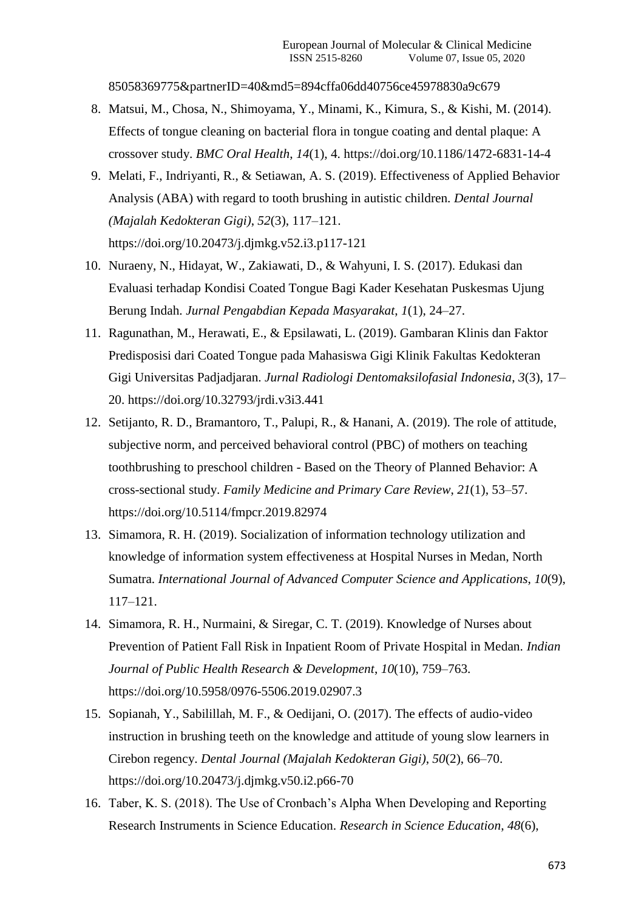85058369775&partnerID=40&md5=894cffa06dd40756ce45978830a9c679

8. Matsui, M., Chosa, N., Shimoyama, Y., Minami, K., Kimura, S., & Kishi, M. (2014). Effects of tongue cleaning on bacterial flora in tongue coating and dental plaque: A crossover study. *BMC Oral Health*, *14*(1), 4. https://doi.org/10.1186/1472-6831-14-4
9. Melati, F., Indriyanti, R., & Setiawan, A. S. (2019). Effectiveness of Applied Behavior Analysis (ABA) with regard to tooth brushing in autistic children. *Dental Journal (Majalah Kedokteran Gigi)*, *52*(3), 117–121. https://doi.org/10.20473/j.djmkg.v52.i3.p117-121
10. Nuraeny, N., Hidayat, W., Zakiawati, D., & Wahyuni, I. S. (2017). Edukasi dan Evaluasi terhadap Kondisi Coated Tongue Bagi Kader Kesehatan Puskesmas Ujung Berung Indah. *Jurnal Pengabdian Kepada Masyarakat*, *1*(1), 24–27.
11. Ragunathan, M., Herawati, E., & Epsilawati, L. (2019). Gambaran Klinis dan Faktor Predisposisi dari Coated Tongue pada Mahasiswa Gigi Klinik Fakultas Kedokteran Gigi Universitas Padjadjaran. *Jurnal Radiologi Dentomaksilofasial Indonesia*, *3*(3), 17–20. https://doi.org/10.32793/jrdi.v3i3.441
12. Setijanto, R. D., Bramantoro, T., Palupi, R., & Hanani, A. (2019). The role of attitude, subjective norm, and perceived behavioral control (PBC) of mothers on teaching toothbrushing to preschool children - Based on the Theory of Planned Behavior: A cross-sectional study. *Family Medicine and Primary Care Review*, *21*(1), 53–57. https://doi.org/10.5114/fmpcr.2019.82974
13. Simamora, R. H. (2019). Socialization of information technology utilization and knowledge of information system effectiveness at Hospital Nurses in Medan, North Sumatra. *International Journal of Advanced Computer Science and Applications*, *10*(9), 117–121.
14. Simamora, R. H., Nurmaini, & Siregar, C. T. (2019). Knowledge of Nurses about Prevention of Patient Fall Risk in Inpatient Room of Private Hospital in Medan. *Indian Journal of Public Health Research & Development*, *10*(10), 759–763. https://doi.org/10.5958/0976-5506.2019.02907.3
15. Sopianah, Y., Sabilillah, M. F., & Oedijani, O. (2017). The effects of audio-video instruction in brushing teeth on the knowledge and attitude of young slow learners in Cirebon regency. *Dental Journal (Majalah Kedokteran Gigi)*, *50*(2), 66–70. https://doi.org/10.20473/j.djmkg.v50.i2.p66-70
16. Taber, K. S. (2018). The Use of Cronbach's Alpha When Developing and Reporting Research Instruments in Science Education. *Research in Science Education*, *48*(6),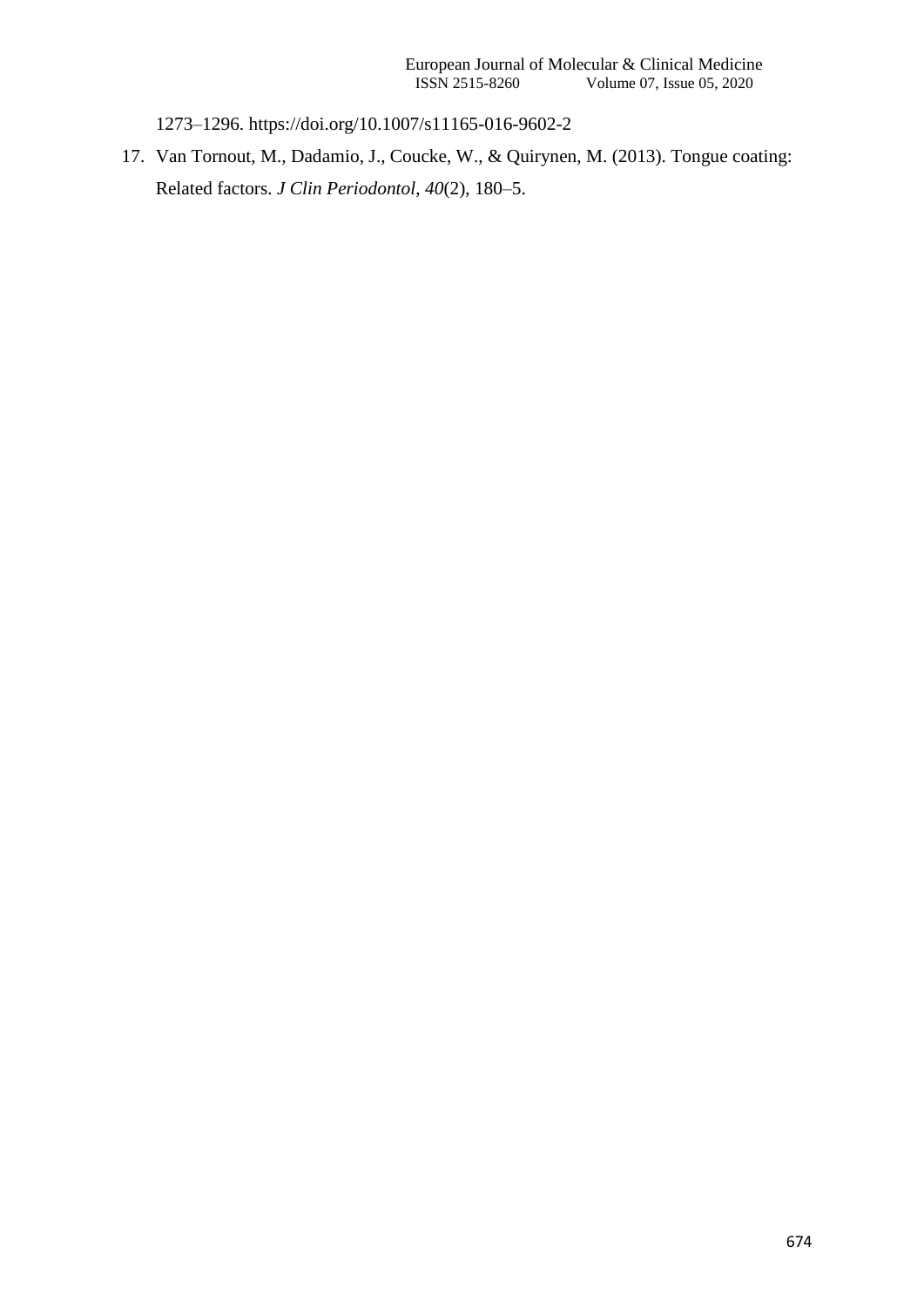1273–1296. https://doi.org/10.1007/s11165-016-9602-2

17. Van Tornout, M., Dadamio, J., Coucke, W., & Quirynen, M. (2013). Tongue coating: Related factors. *J Clin Periodontol*, *40*(2), 180–5.